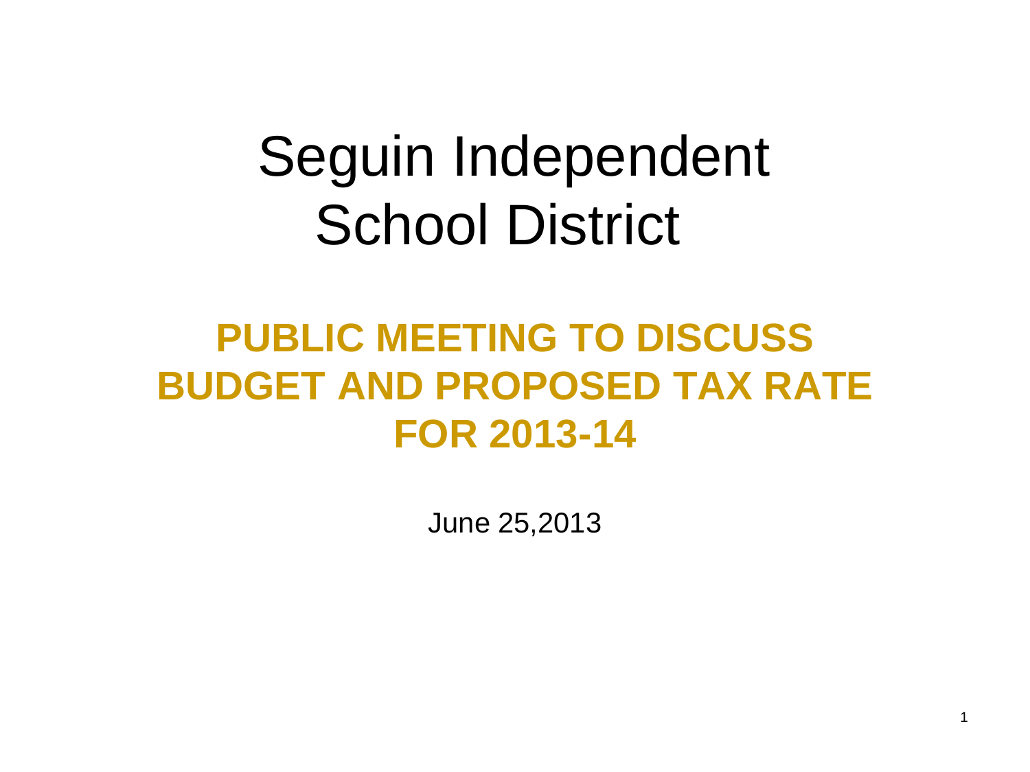# Seguin Independent School District

## PUBLIC MEETING TO DISCUSS BUDGET AND PROPOSED TAX RATE FOR 2013-14

June 25,2013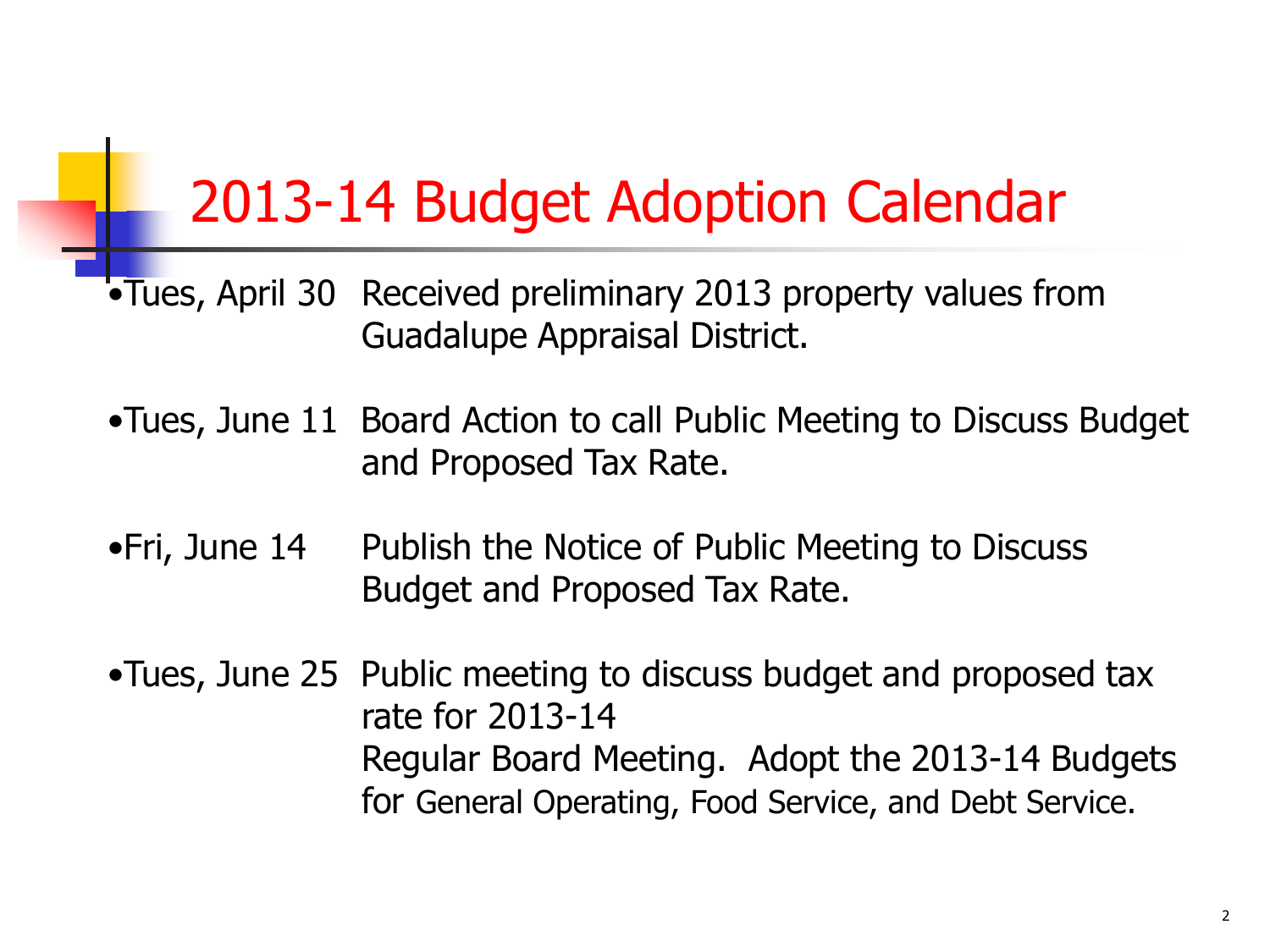# 2013-14 Budget Adoption Calendar

- Tues, April 30 Received preliminary 2013 property values from Guadalupe Appraisal District.
- Tues, June 11 Board Action to call Public Meeting to Discuss Budget and Proposed Tax Rate.
- Fri, June 14 Publish the Notice of Public Meeting to Discuss Budget and Proposed Tax Rate.
- Tues, June 25 Public meeting to discuss budget and proposed tax rate for 2013-14
  Regular Board Meeting. Adopt the 2013-14 Budgets for General Operating, Food Service, and Debt Service.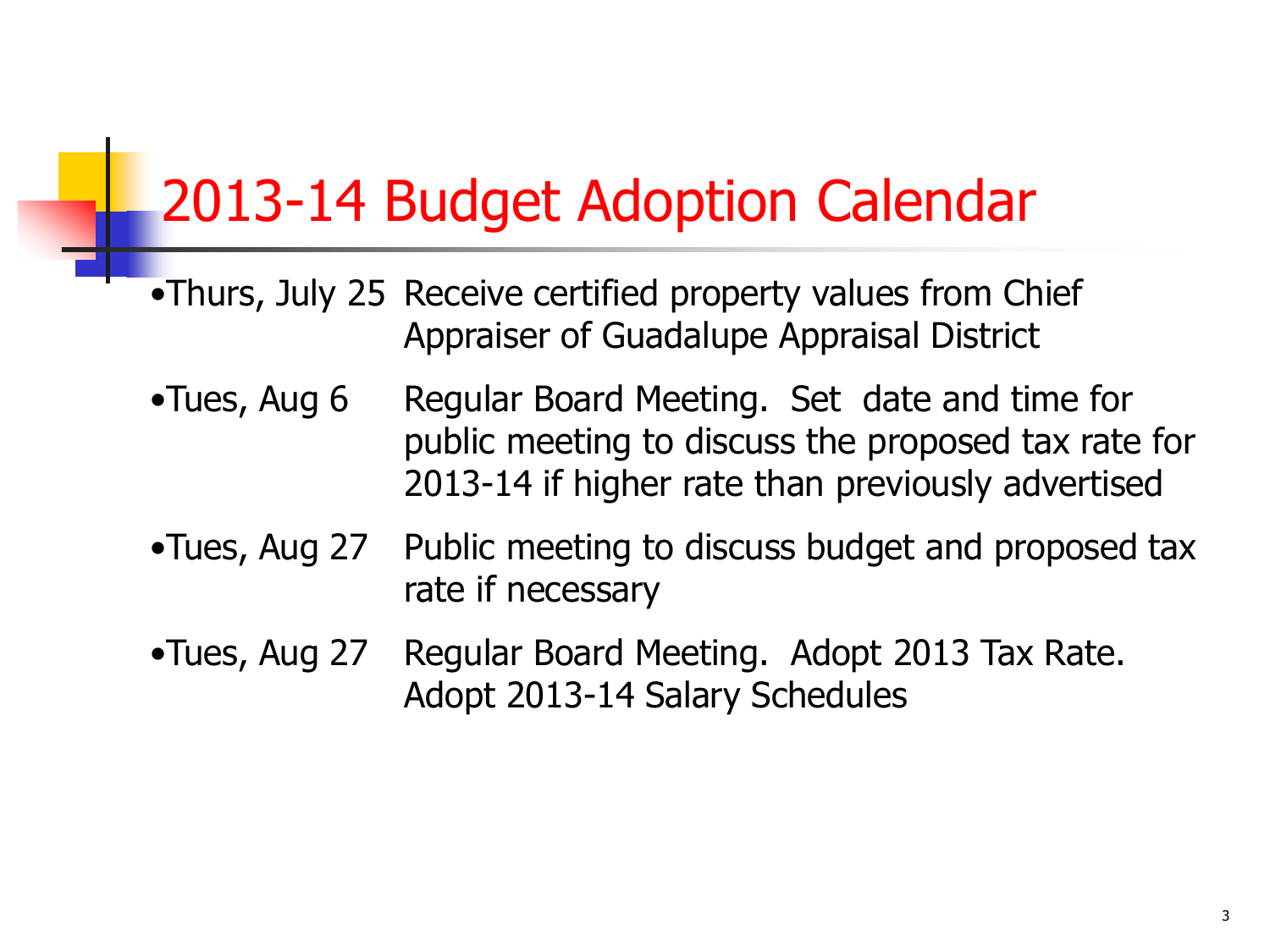# 2013-14 Budget Adoption Calendar

- Thurs, July 25 Receive certified property values from Chief Appraiser of Guadalupe Appraisal District
- Tues, Aug 6 Regular Board Meeting. Set date and time for public meeting to discuss the proposed tax rate for 2013-14 if higher rate than previously advertised
- Tues, Aug 27 Public meeting to discuss budget and proposed tax rate if necessary
- Tues, Aug 27 Regular Board Meeting. Adopt 2013 Tax Rate. Adopt 2013-14 Salary Schedules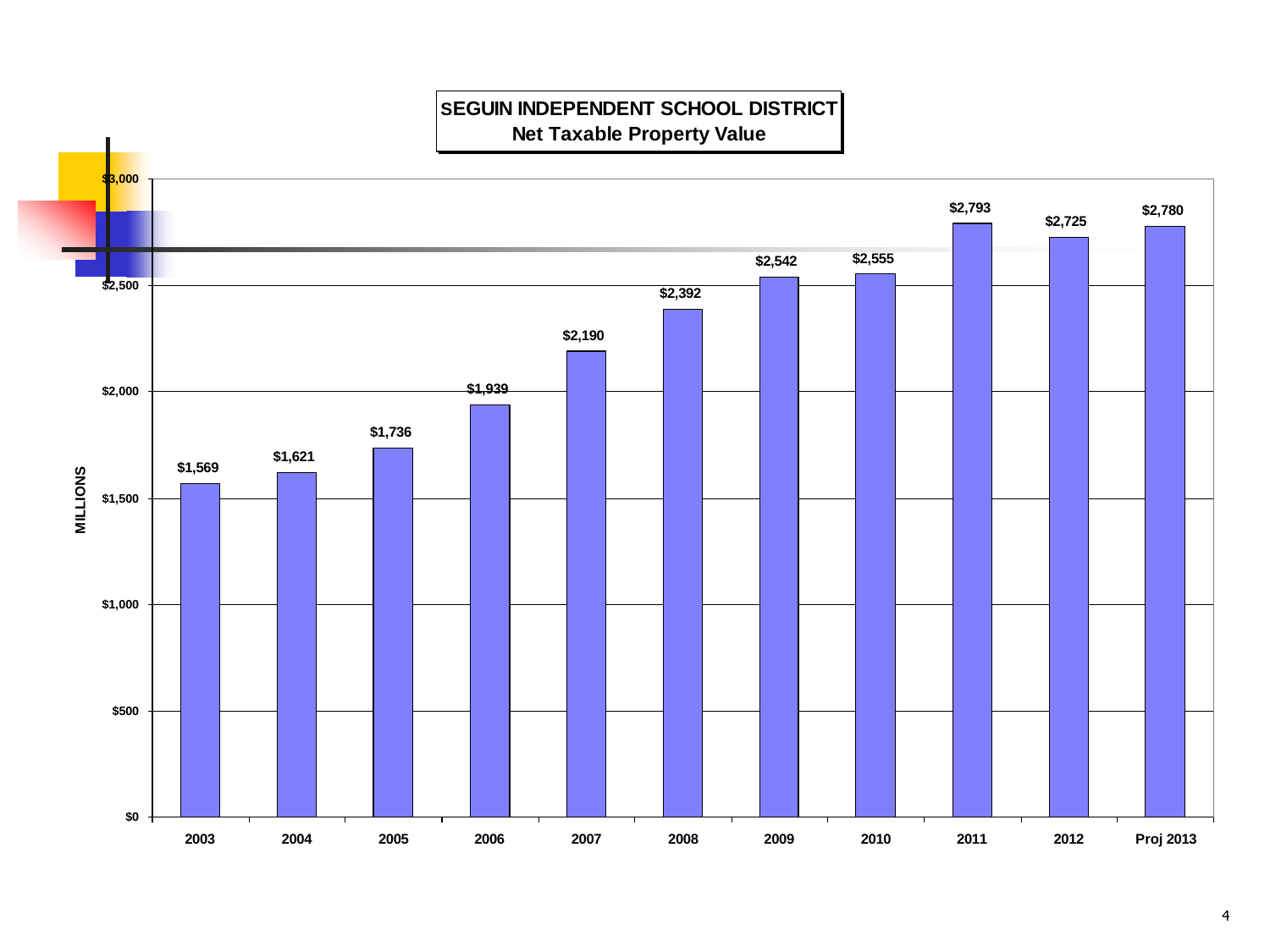# SEGUIN INDEPENDENT SCHOOL DISTRICT
## Net Taxable Property Value

MILLIONS

| Year | Net Taxable Property Value |
|---|---|
| 2003 | $1,569 |
| 2004 | $1,621 |
| 2005 | $1,736 |
| 2006 | $1,939 |
| 2007 | $2,190 |
| 2008 | $2,392 |
| 2009 | $2,542 |
| 2010 | $2,555 |
| 2011 | $2,793 |
| 2012 | $2,725 |
| Proj 2013 | $2,780 |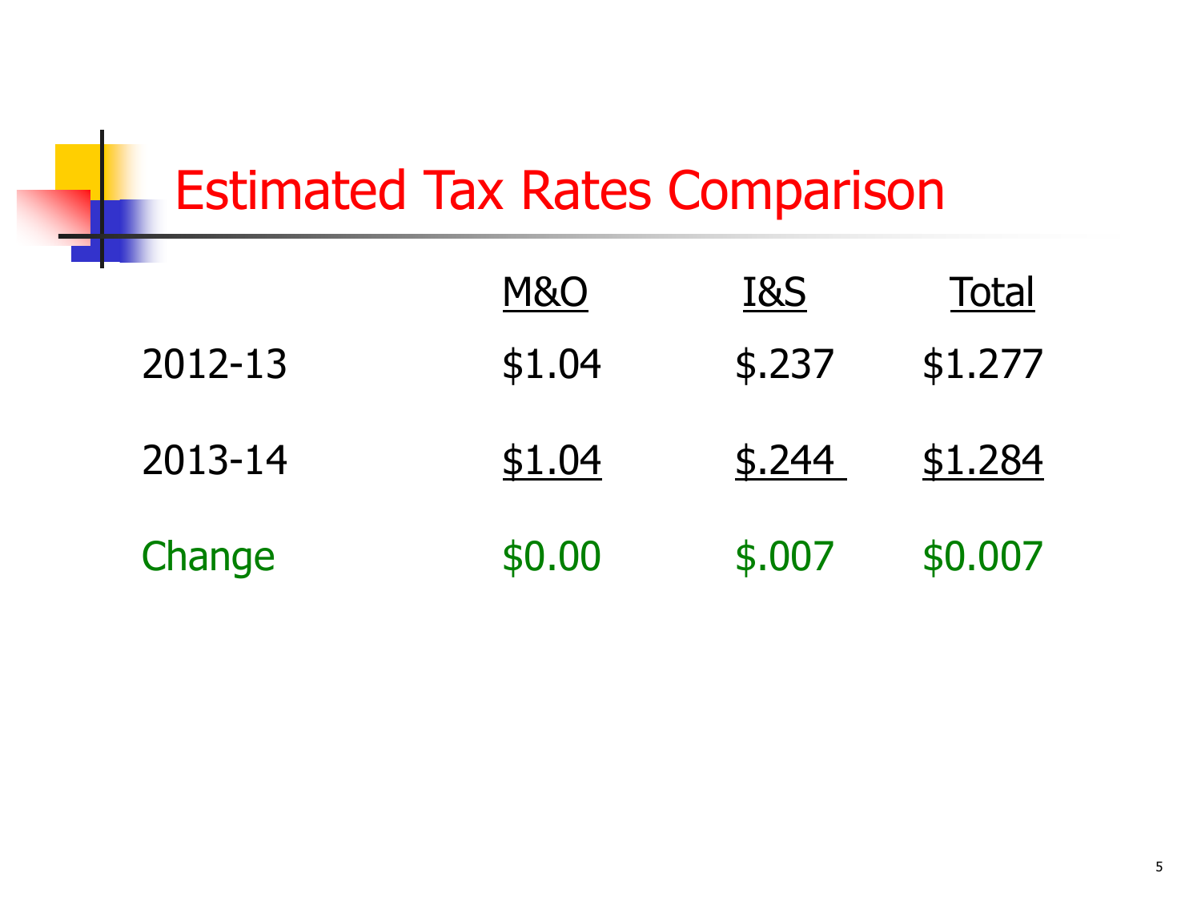# Estimated Tax Rates Comparison

| | M&O | I&S | Total |
|---|---|---|---|
| 2012-13 | $1.04 | $.237 | $1.277 |
| 2013-14 | $1.04 | $.244 | $1.284 |
| Change | $0.00 | $.007 | $0.007 |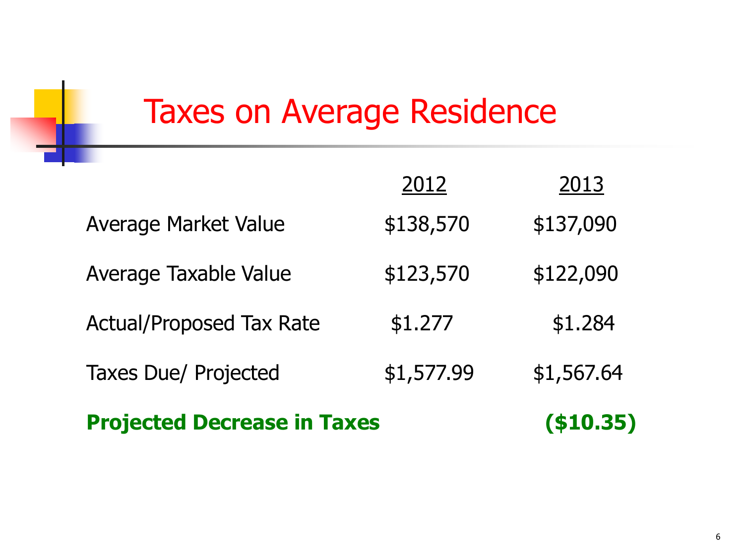# Taxes on Average Residence

| | 2012 | 2013 |
|---|---|---|
| Average Market Value | $138,570 | $137,090 |
| Average Taxable Value | $123,570 | $122,090 |
| Actual/Proposed Tax Rate | $1.277 | $1.284 |
| Taxes Due/ Projected | $1,577.99 | $1,567.64 |
| **Projected Decrease in Taxes** | | **($10.35)** |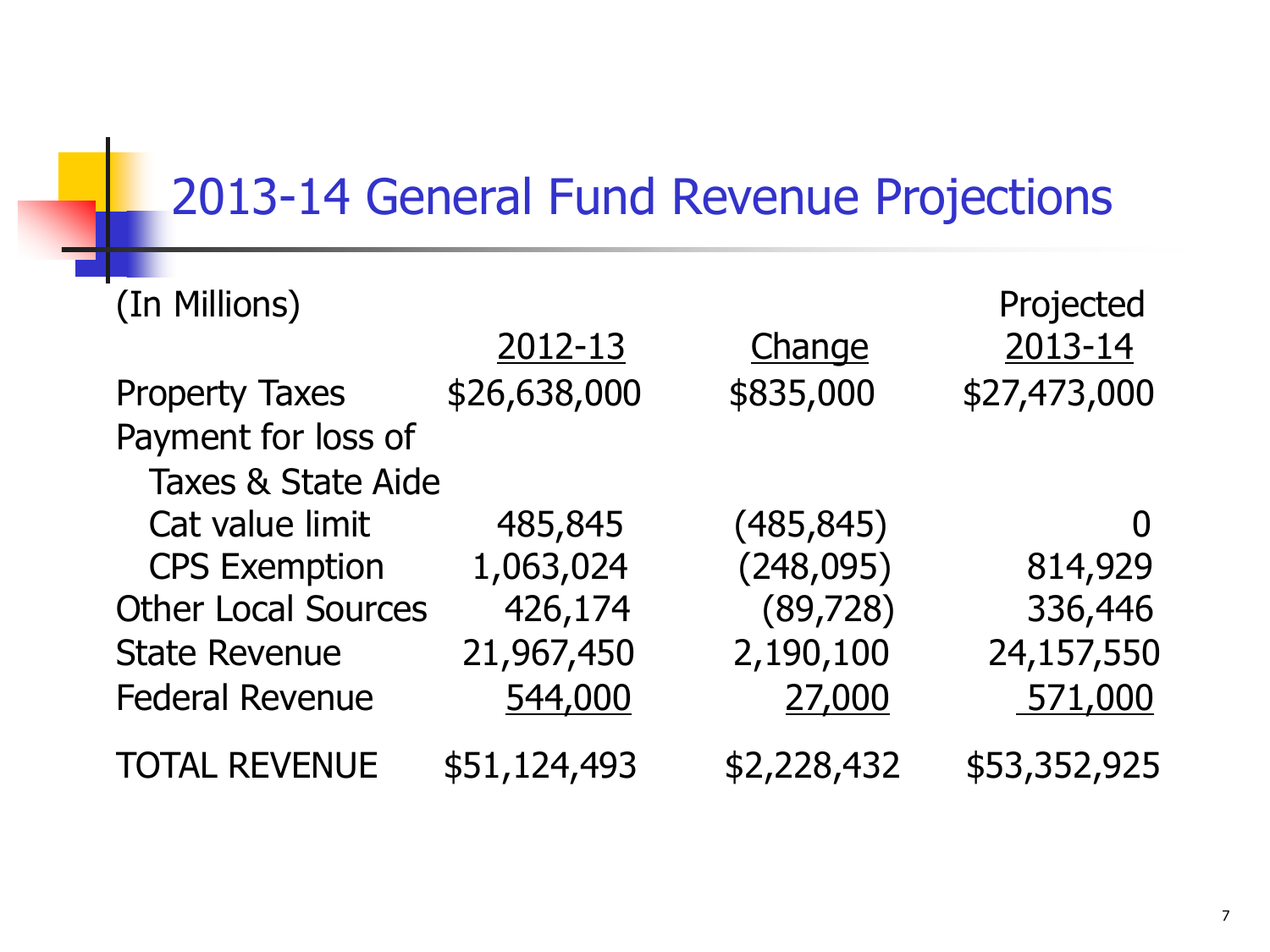# 2013-14 General Fund Revenue Projections

| (In Millions) | 2012-13 | Change | Projected 2013-14 |
|---|---|---|---|
| Property Taxes | $26,638,000 | $835,000 | $27,473,000 |
| Payment for loss of Taxes & State Aide | | | |
| Cat value limit | 485,845 | (485,845) | 0 |
| CPS Exemption | 1,063,024 | (248,095) | 814,929 |
| Other Local Sources | 426,174 | (89,728) | 336,446 |
| State Revenue | 21,967,450 | 2,190,100 | 24,157,550 |
| Federal Revenue | 544,000 | 27,000 | 571,000 |
| TOTAL REVENUE | $51,124,493 | $2,228,432 | $53,352,925 |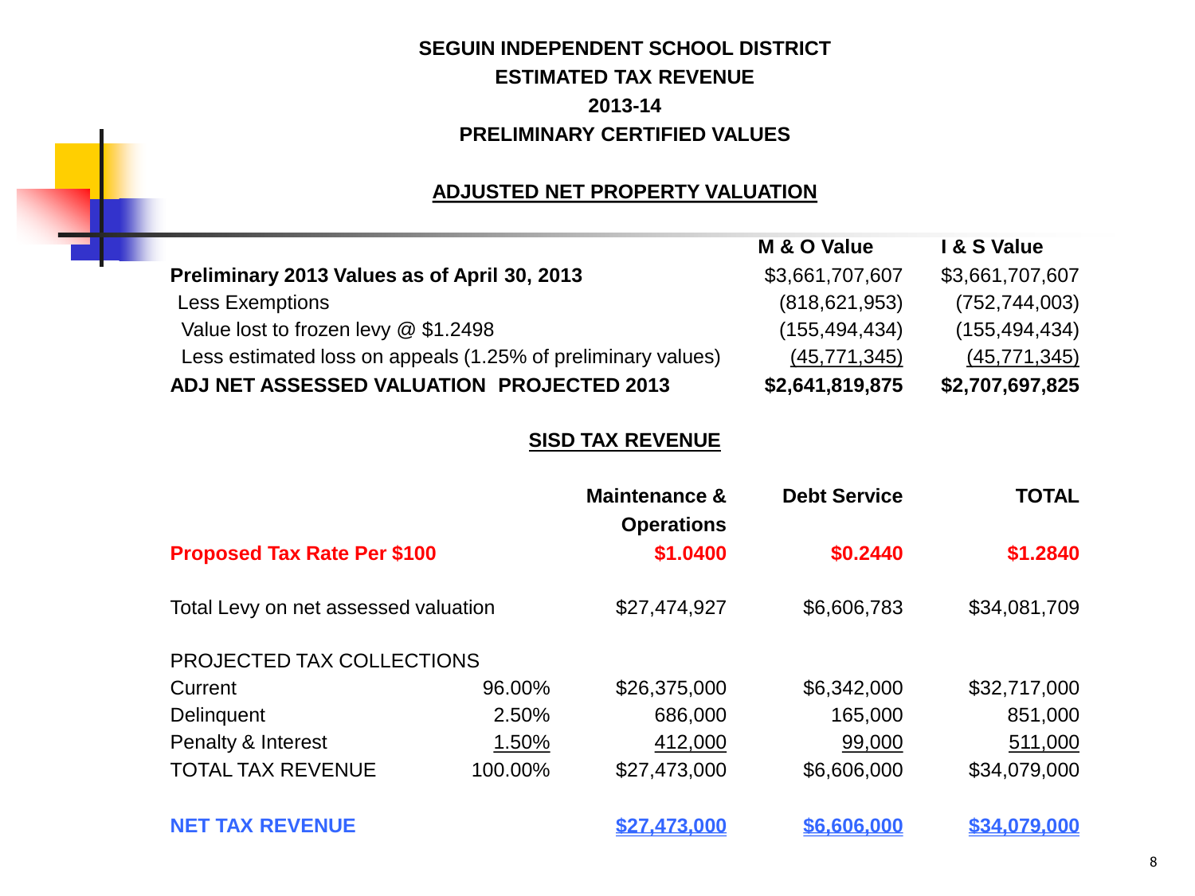# SEGUIN INDEPENDENT SCHOOL DISTRICT
## ESTIMATED TAX REVENUE
## 2013-14
## PRELIMINARY CERTIFIED VALUES

### ADJUSTED NET PROPERTY VALUATION

| | M & O Value | I & S Value |
|---|---|---|
| **Preliminary 2013 Values as of April 30, 2013** | $3,661,707,607 | $3,661,707,607 |
| Less Exemptions | (818,621,953) | (752,744,003) |
| Value lost to frozen levy @ $1.2498 | (155,494,434) | (155,494,434) |
| Less estimated loss on appeals (1.25% of preliminary values) | (45,771,345) | (45,771,345) |
| **ADJ NET ASSESSED VALUATION PROJECTED 2013** | **$2,641,819,875** | **$2,707,697,825** |

### SISD TAX REVENUE

| | | Maintenance & Operations | Debt Service | TOTAL |
|---|---|---|---|---|
| **Proposed Tax Rate Per $100** | | **$1.0400** | **$0.2440** | **$1.2840** |
| Total Levy on net assessed valuation | | $27,474,927 | $6,606,783 | $34,081,709 |
| PROJECTED TAX COLLECTIONS | | | | |
| Current | 96.00% | $26,375,000 | $6,342,000 | $32,717,000 |
| Delinquent | 2.50% | 686,000 | 165,000 | 851,000 |
| Penalty & Interest | 1.50% | 412,000 | 99,000 | 511,000 |
| TOTAL TAX REVENUE | 100.00% | $27,473,000 | $6,606,000 | $34,079,000 |
| **NET TAX REVENUE** | | **$27,473,000** | **$6,606,000** | **$34,079,000** |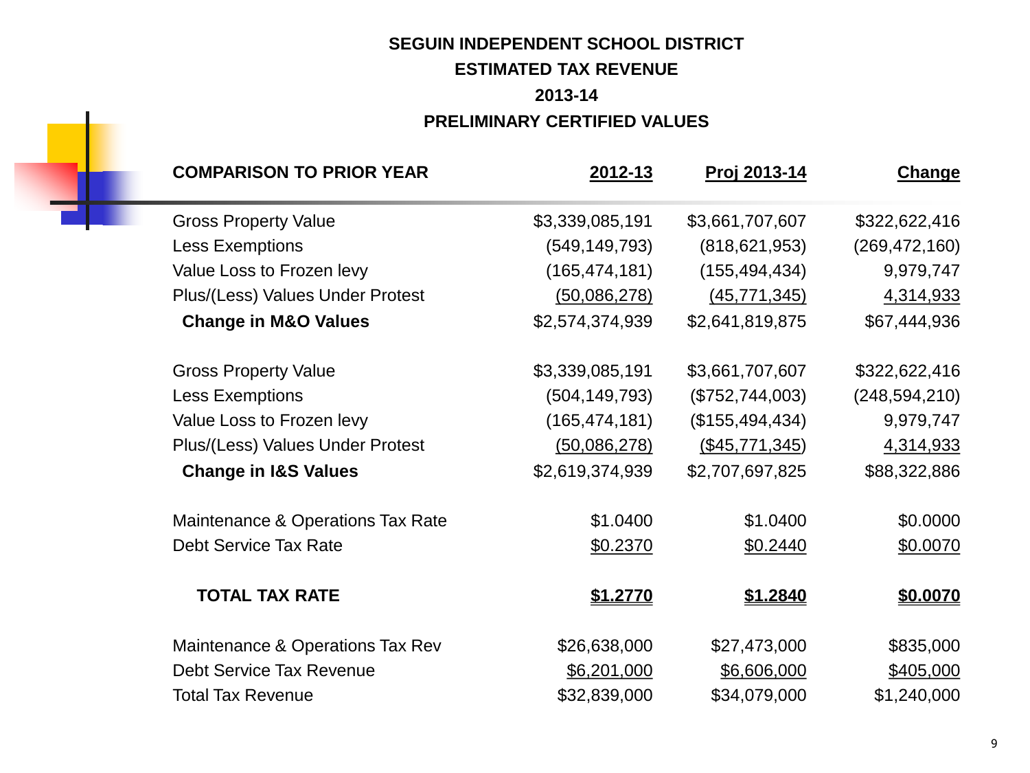# SEGUIN INDEPENDENT SCHOOL DISTRICT

## ESTIMATED TAX REVENUE

## 2013-14

## PRELIMINARY CERTIFIED VALUES

| COMPARISON TO PRIOR YEAR | 2012-13 | Proj 2013-14 | Change |
|---|---|---|---|
| Gross Property Value | $3,339,085,191 | $3,661,707,607 | $322,622,416 |
| Less Exemptions | (549,149,793) | (818,621,953) | (269,472,160) |
| Value Loss to Frozen levy | (165,474,181) | (155,494,434) | 9,979,747 |
| Plus/(Less) Values Under Protest | (50,086,278) | (45,771,345) | 4,314,933 |
| **Change in M&O Values** | $2,574,374,939 | $2,641,819,875 | $67,444,936 |
| | | | |
| Gross Property Value | $3,339,085,191 | $3,661,707,607 | $322,622,416 |
| Less Exemptions | (504,149,793) | ($752,744,003) | (248,594,210) |
| Value Loss to Frozen levy | (165,474,181) | ($155,494,434) | 9,979,747 |
| Plus/(Less) Values Under Protest | (50,086,278) | ($45,771,345) | 4,314,933 |
| **Change in I&S Values** | $2,619,374,939 | $2,707,697,825 | $88,322,886 |
| | | | |
| Maintenance & Operations Tax Rate | $1.0400 | $1.0400 | $0.0000 |
| Debt Service Tax Rate | $0.2370 | $0.2440 | $0.0070 |
| | | | |
| **TOTAL TAX RATE** | **$1.2770** | **$1.2840** | **$0.0070** |
| | | | |
| Maintenance & Operations Tax Rev | $26,638,000 | $27,473,000 | $835,000 |
| Debt Service Tax Revenue | $6,201,000 | $6,606,000 | $405,000 |
| Total Tax Revenue | $32,839,000 | $34,079,000 | $1,240,000 |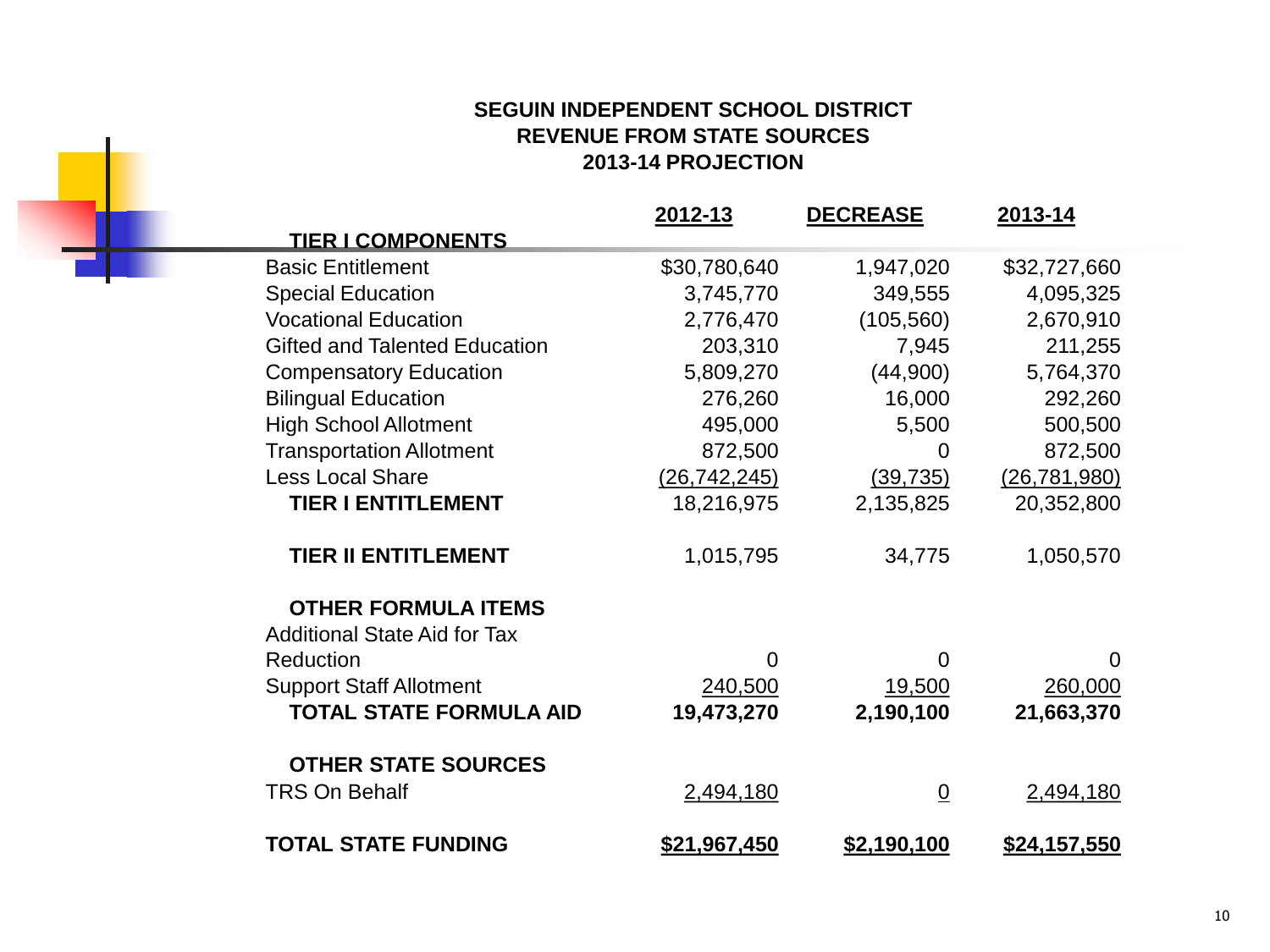**SEGUIN INDEPENDENT SCHOOL DISTRICT**
**REVENUE FROM STATE SOURCES**
**2013-14 PROJECTION**

| | 2012-13 | DECREASE | 2013-14 |
|---|---|---|---|
| **TIER I COMPONENTS** | | | |
| Basic Entitlement | $30,780,640 | 1,947,020 | $32,727,660 |
| Special Education | 3,745,770 | 349,555 | 4,095,325 |
| Vocational Education | 2,776,470 | (105,560) | 2,670,910 |
| Gifted and Talented Education | 203,310 | 7,945 | 211,255 |
| Compensatory Education | 5,809,270 | (44,900) | 5,764,370 |
| Bilingual Education | 276,260 | 16,000 | 292,260 |
| High School Allotment | 495,000 | 5,500 | 500,500 |
| Transportation Allotment | 872,500 | 0 | 872,500 |
| Less Local Share | (26,742,245) | (39,735) | (26,781,980) |
| **TIER I ENTITLEMENT** | 18,216,975 | 2,135,825 | 20,352,800 |
| | | | |
| **TIER II ENTITLEMENT** | 1,015,795 | 34,775 | 1,050,570 |
| | | | |
| **OTHER FORMULA ITEMS** | | | |
| Additional State Aid for Tax Reduction | 0 | 0 | 0 |
| Support Staff Allotment | 240,500 | 19,500 | 260,000 |
| **TOTAL STATE FORMULA AID** | **19,473,270** | **2,190,100** | **21,663,370** |
| | | | |
| **OTHER STATE SOURCES** | | | |
| TRS On Behalf | 2,494,180 | 0 | 2,494,180 |
| | | | |
| **TOTAL STATE FUNDING** | **$21,967,450** | **$2,190,100** | **$24,157,550** |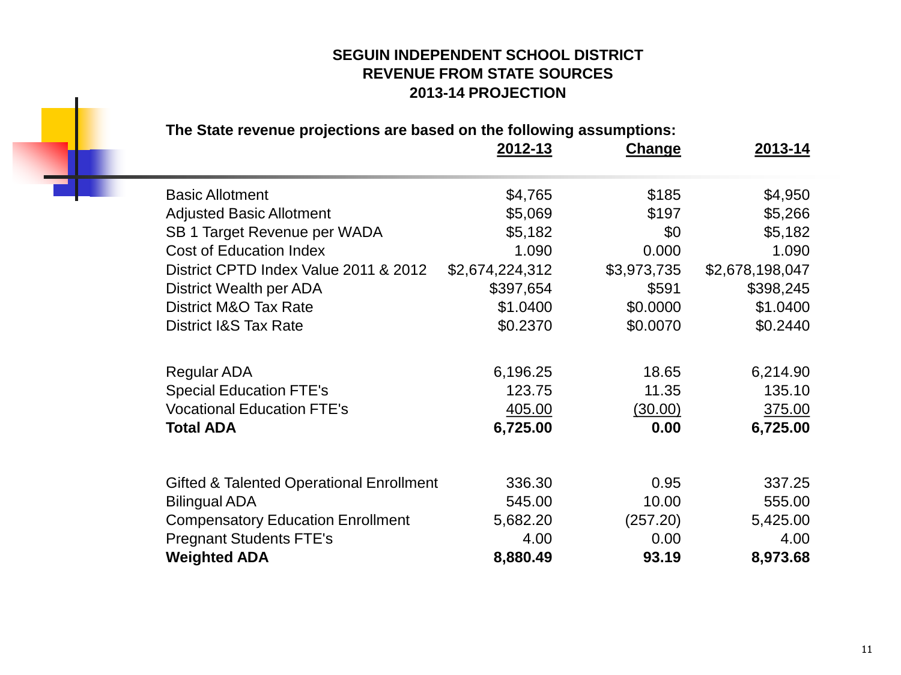# SEGUIN INDEPENDENT SCHOOL DISTRICT
## REVENUE FROM STATE SOURCES
## 2013-14 PROJECTION

**The State revenue projections are based on the following assumptions:**

| | 2012-13 | Change | 2013-14 |
|---|---|---|---|
| Basic Allotment | $4,765 | $185 | $4,950 |
| Adjusted Basic Allotment | $5,069 | $197 | $5,266 |
| SB 1 Target Revenue per WADA | $5,182 | $0 | $5,182 |
| Cost of Education Index | 1.090 | 0.000 | 1.090 |
| District CPTD Index Value 2011 & 2012 | $2,674,224,312 | $3,973,735 | $2,678,198,047 |
| District Wealth per ADA | $397,654 | $591 | $398,245 |
| District M&O Tax Rate | $1.0400 | $0.0000 | $1.0400 |
| District I&S Tax Rate | $0.2370 | $0.0070 | $0.2440 |
| | | | |
| Regular ADA | 6,196.25 | 18.65 | 6,214.90 |
| Special Education FTE's | 123.75 | 11.35 | 135.10 |
| Vocational Education FTE's | 405.00 | (30.00) | 375.00 |
| **Total ADA** | **6,725.00** | **0.00** | **6,725.00** |
| | | | |
| Gifted & Talented Operational Enrollment | 336.30 | 0.95 | 337.25 |
| Bilingual ADA | 545.00 | 10.00 | 555.00 |
| Compensatory Education Enrollment | 5,682.20 | (257.20) | 5,425.00 |
| Pregnant Students FTE's | 4.00 | 0.00 | 4.00 |
| **Weighted ADA** | **8,880.49** | **93.19** | **8,973.68** |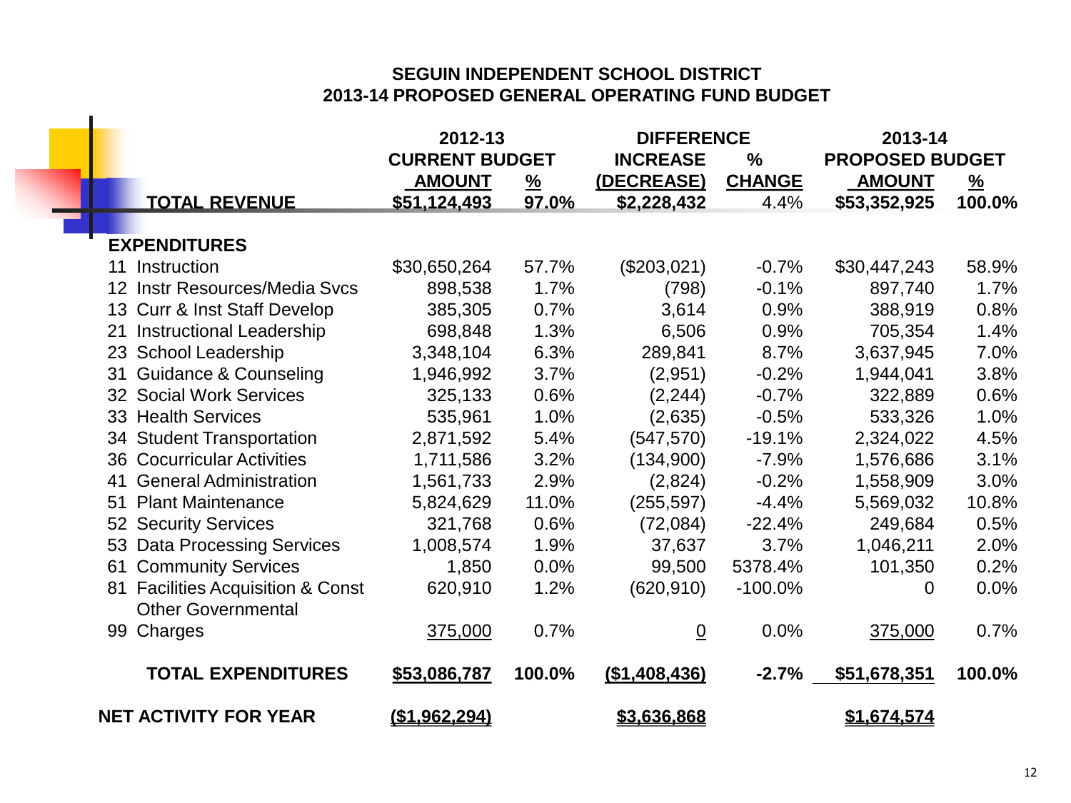## SEGUIN INDEPENDENT SCHOOL DISTRICT
## 2013-14 PROPOSED GENERAL OPERATING FUND BUDGET

| | 2012-13 CURRENT BUDGET | | DIFFERENCE | | 2013-14 PROPOSED BUDGET | |
|---|---|---|---|---|---|---|
| | AMOUNT | % | INCREASE (DECREASE) | % CHANGE | AMOUNT | % |
| **TOTAL REVENUE** | **$51,124,493** | **97.0%** | **$2,228,432** | 4.4% | **$53,352,925** | **100.0%** |
| **EXPENDITURES** | | | | | | |
| 11 Instruction | $30,650,264 | 57.7% | ($203,021) | -0.7% | $30,447,243 | 58.9% |
| 12 Instr Resources/Media Svcs | 898,538 | 1.7% | (798) | -0.1% | 897,740 | 1.7% |
| 13 Curr & Inst Staff Develop | 385,305 | 0.7% | 3,614 | 0.9% | 388,919 | 0.8% |
| 21 Instructional Leadership | 698,848 | 1.3% | 6,506 | 0.9% | 705,354 | 1.4% |
| 23 School Leadership | 3,348,104 | 6.3% | 289,841 | 8.7% | 3,637,945 | 7.0% |
| 31 Guidance & Counseling | 1,946,992 | 3.7% | (2,951) | -0.2% | 1,944,041 | 3.8% |
| 32 Social Work Services | 325,133 | 0.6% | (2,244) | -0.7% | 322,889 | 0.6% |
| 33 Health Services | 535,961 | 1.0% | (2,635) | -0.5% | 533,326 | 1.0% |
| 34 Student Transportation | 2,871,592 | 5.4% | (547,570) | -19.1% | 2,324,022 | 4.5% |
| 36 Cocurricular Activities | 1,711,586 | 3.2% | (134,900) | -7.9% | 1,576,686 | 3.1% |
| 41 General Administration | 1,561,733 | 2.9% | (2,824) | -0.2% | 1,558,909 | 3.0% |
| 51 Plant Maintenance | 5,824,629 | 11.0% | (255,597) | -4.4% | 5,569,032 | 10.8% |
| 52 Security Services | 321,768 | 0.6% | (72,084) | -22.4% | 249,684 | 0.5% |
| 53 Data Processing Services | 1,008,574 | 1.9% | 37,637 | 3.7% | 1,046,211 | 2.0% |
| 61 Community Services | 1,850 | 0.0% | 99,500 | 5378.4% | 101,350 | 0.2% |
| 81 Facilities Acquisition & Const | 620,910 | 1.2% | (620,910) | -100.0% | 0 | 0.0% |
| 99 Other Governmental Charges | 375,000 | 0.7% | 0 | 0.0% | 375,000 | 0.7% |
| **TOTAL EXPENDITURES** | **$53,086,787** | **100.0%** | **($1,408,436)** | **-2.7%** | **$51,678,351** | **100.0%** |
| **NET ACTIVITY FOR YEAR** | **($1,962,294)** | | **$3,636,868** | | **$1,674,574** | |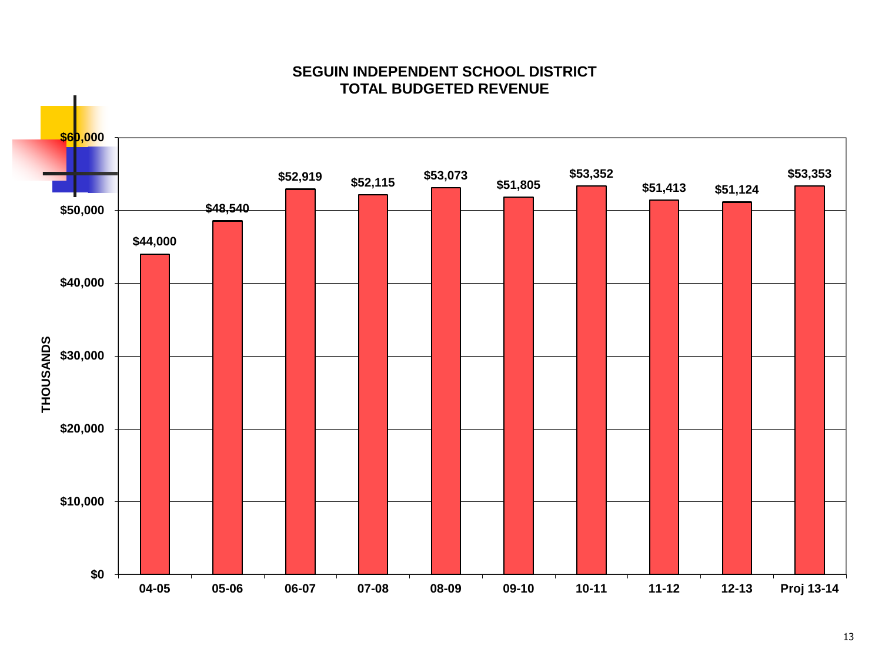# SEGUIN INDEPENDENT SCHOOL DISTRICT
## TOTAL BUDGETED REVENUE

THOUSANDS

| Year | Revenue |
|---|---|
| 04-05 | $44,000 |
| 05-06 | $48,540 |
| 06-07 | $52,919 |
| 07-08 | $52,115 |
| 08-09 | $53,073 |
| 09-10 | $51,805 |
| 10-11 | $53,352 |
| 11-12 | $51,413 |
| 12-13 | $51,124 |
| Proj 13-14 | $53,353 |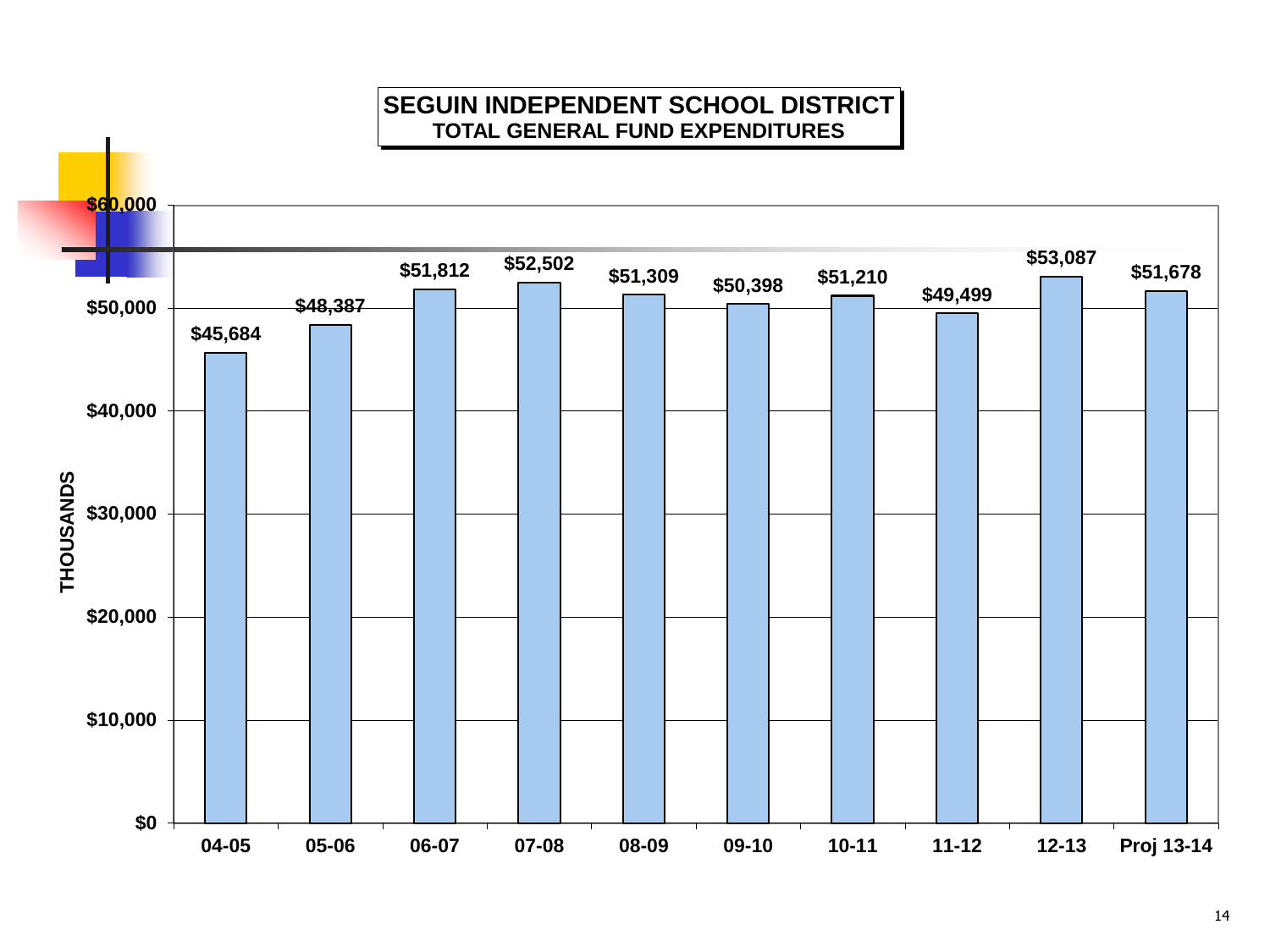# SEGUIN INDEPENDENT SCHOOL DISTRICT

## TOTAL GENERAL FUND EXPENDITURES

(THOUSANDS)

| Year | Expenditures |
|---|---|
| 04-05 | $45,684 |
| 05-06 | $48,387 |
| 06-07 | $51,812 |
| 07-08 | $52,502 |
| 08-09 | $51,309 |
| 09-10 | $50,398 |
| 10-11 | $51,210 |
| 11-12 | $49,499 |
| 12-13 | $53,087 |
| Proj 13-14 | $51,678 |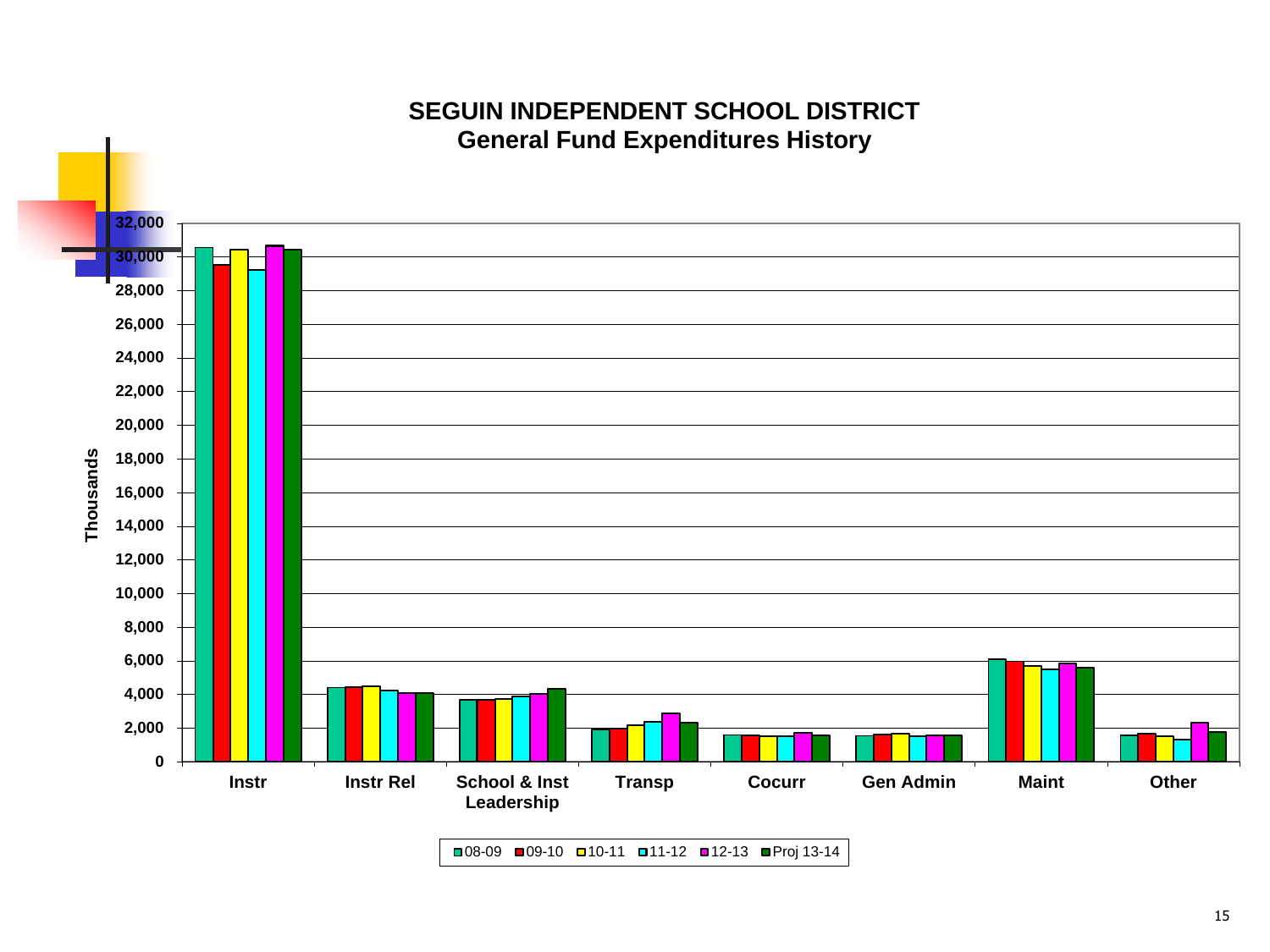# SEGUIN INDEPENDENT SCHOOL DISTRICT
## General Fund Expenditures History

Thousands

32,000
30,000
28,000
26,000
24,000
22,000
20,000
18,000
16,000
14,000
12,000
10,000
8,000
6,000
4,000
2,000
0

Instr | Instr Rel | School & Inst Leadership | Transp | Cocurr | Gen Admin | Maint | Other

08-09 | 09-10 | 10-11 | 11-12 | 12-13 | Proj 13-14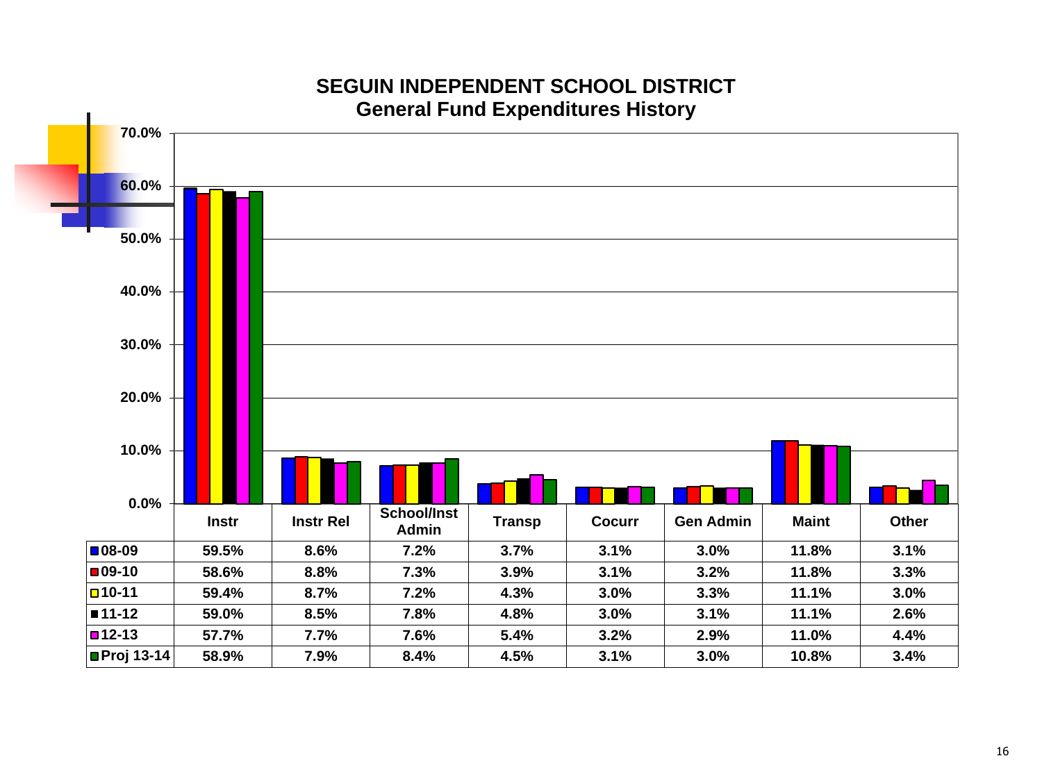# SEGUIN INDEPENDENT SCHOOL DISTRICT
## General Fund Expenditures History

| | Instr | Instr Rel | School/Inst Admin | Transp | Cocurr | Gen Admin | Maint | Other |
|---|---|---|---|---|---|---|---|---|
| 08-09 | 59.5% | 8.6% | 7.2% | 3.7% | 3.1% | 3.0% | 11.8% | 3.1% |
| 09-10 | 58.6% | 8.8% | 7.3% | 3.9% | 3.1% | 3.2% | 11.8% | 3.3% |
| 10-11 | 59.4% | 8.7% | 7.2% | 4.3% | 3.0% | 3.3% | 11.1% | 3.0% |
| 11-12 | 59.0% | 8.5% | 7.8% | 4.8% | 3.0% | 3.1% | 11.1% | 2.6% |
| 12-13 | 57.7% | 7.7% | 7.6% | 5.4% | 3.2% | 2.9% | 11.0% | 4.4% |
| Proj 13-14 | 58.9% | 7.9% | 8.4% | 4.5% | 3.1% | 3.0% | 10.8% | 3.4% |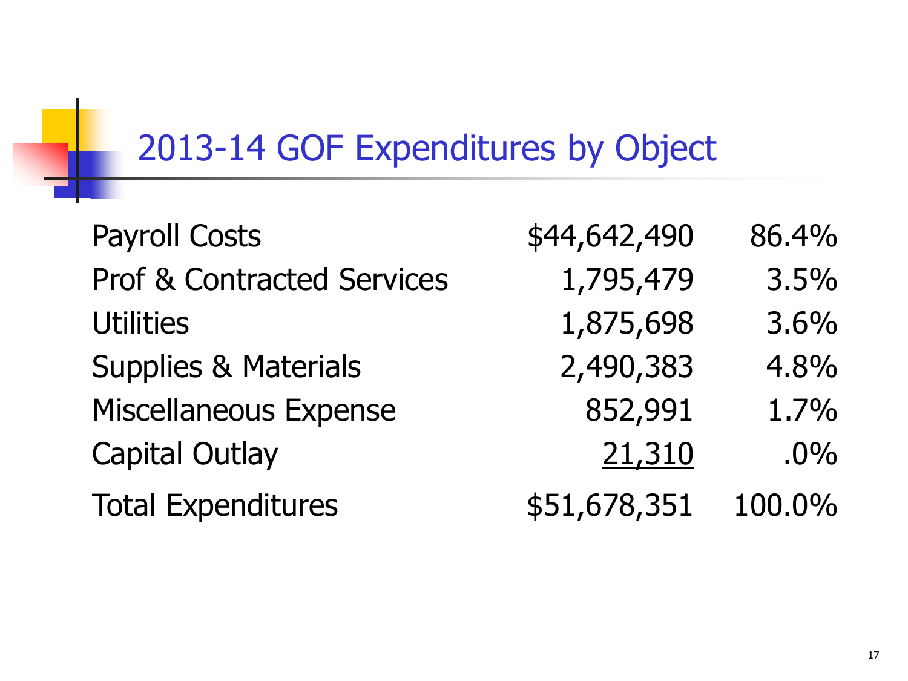# 2013-14 GOF Expenditures by Object

| | | |
|---|---|---|
| Payroll Costs | $44,642,490 | 86.4% |
| Prof & Contracted Services | 1,795,479 | 3.5% |
| Utilities | 1,875,698 | 3.6% |
| Supplies & Materials | 2,490,383 | 4.8% |
| Miscellaneous Expense | 852,991 | 1.7% |
| Capital Outlay | 21,310 | .0% |
| Total Expenditures | $51,678,351 | 100.0% |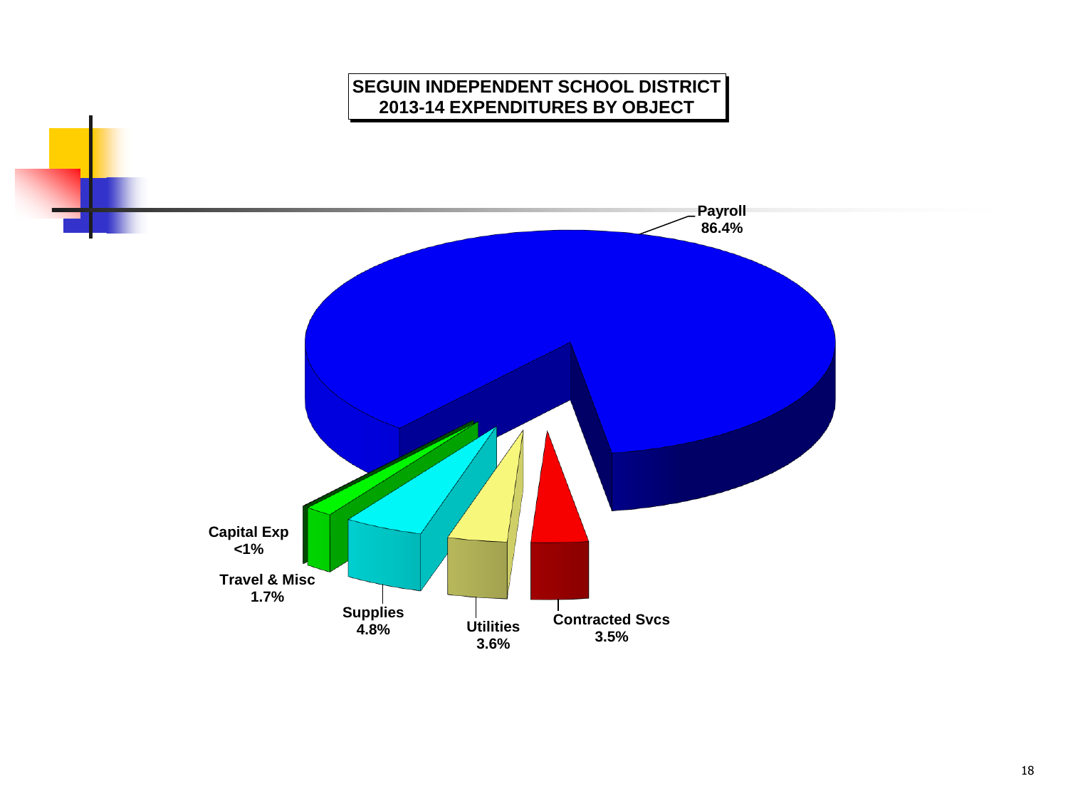# SEGUIN INDEPENDENT SCHOOL DISTRICT
## 2013-14 EXPENDITURES BY OBJECT

| Object | Percent |
|---|---|
| Payroll | 86.4% |
| Capital Exp | <1% |
| Travel & Misc | 1.7% |
| Supplies | 4.8% |
| Utilities | 3.6% |
| Contracted Svcs | 3.5% |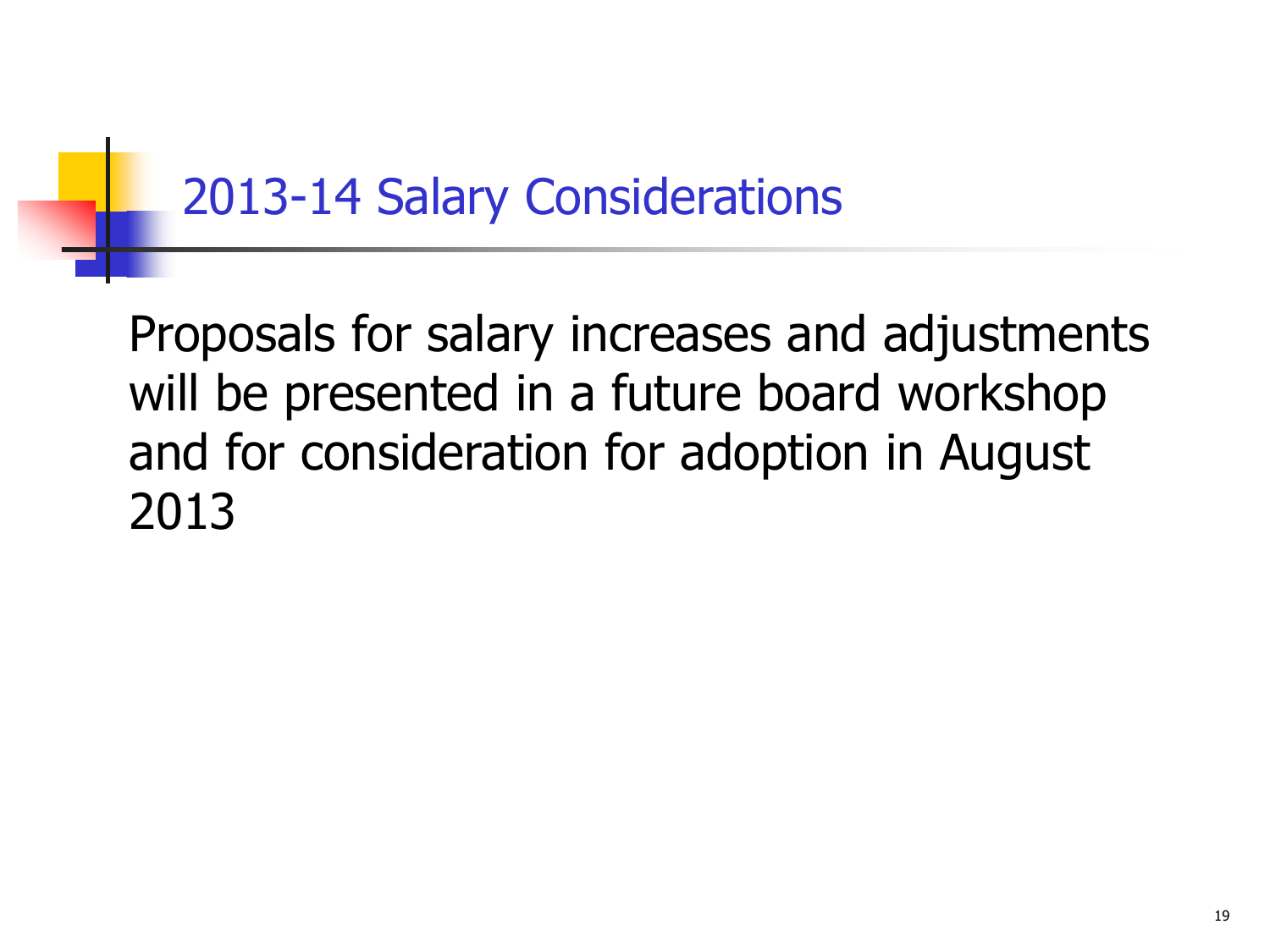# 2013-14 Salary Considerations

Proposals for salary increases and adjustments will be presented in a future board workshop and for consideration for adoption in August 2013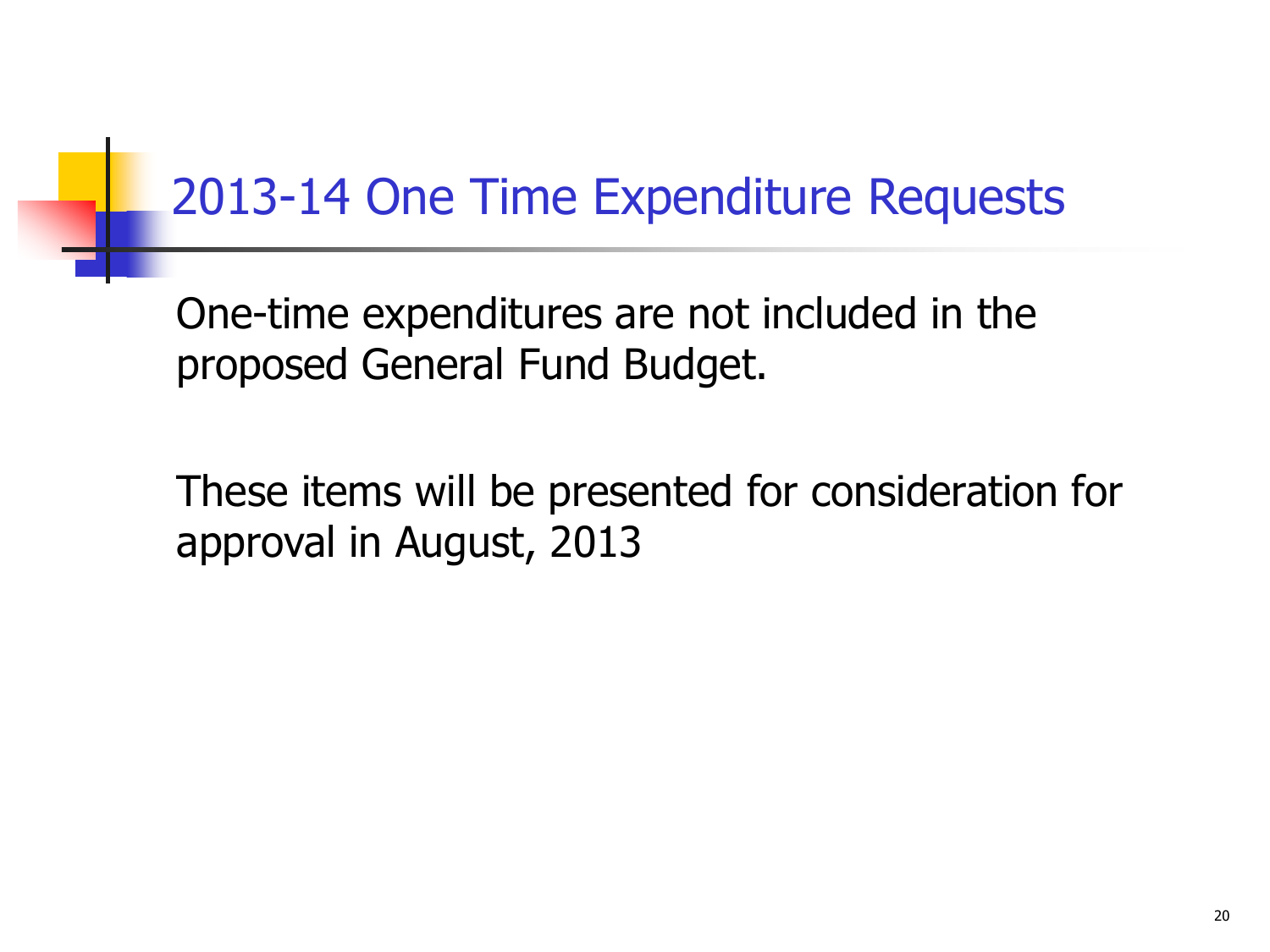# 2013-14 One Time Expenditure Requests

One-time expenditures are not included in the proposed General Fund Budget.

These items will be presented for consideration for approval in August, 2013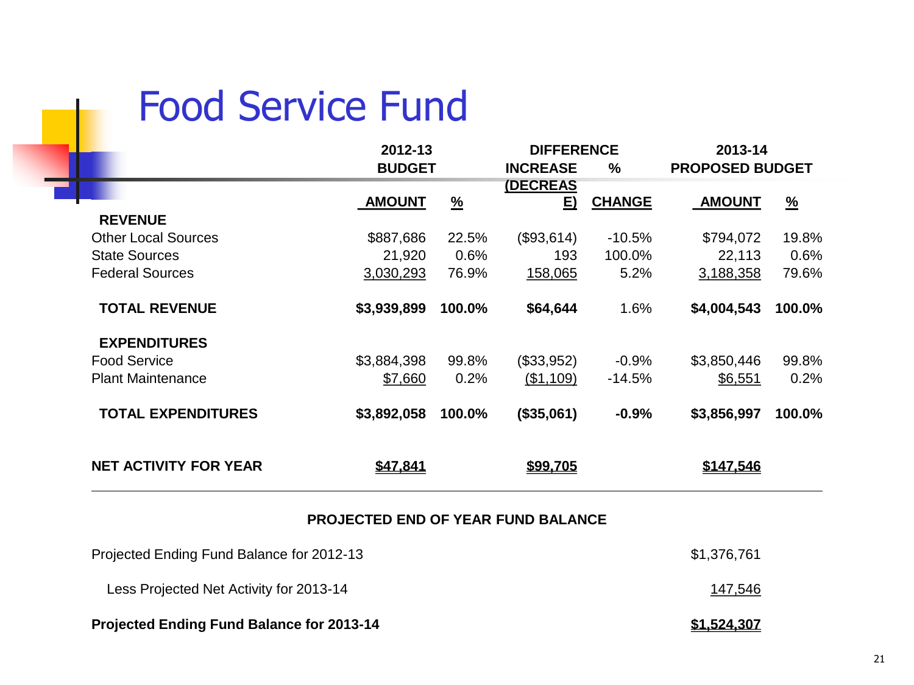# Food Service Fund

| | 2012-13 BUDGET | | DIFFERENCE | | 2013-14 PROPOSED BUDGET | |
|---|---|---|---|---|---|---|
| | AMOUNT | % | INCREASE (DECREASE) | % CHANGE | AMOUNT | % |
| **REVENUE** | | | | | | |
| Other Local Sources | $887,686 | 22.5% | ($93,614) | -10.5% | $794,072 | 19.8% |
| State Sources | 21,920 | 0.6% | 193 | 100.0% | 22,113 | 0.6% |
| Federal Sources | 3,030,293 | 76.9% | 158,065 | 5.2% | 3,188,358 | 79.6% |
| **TOTAL REVENUE** | **$3,939,899** | **100.0%** | **$64,644** | 1.6% | **$4,004,543** | **100.0%** |
| **EXPENDITURES** | | | | | | |
| Food Service | $3,884,398 | 99.8% | ($33,952) | -0.9% | $3,850,446 | 99.8% |
| Plant Maintenance | $7,660 | 0.2% | ($1,109) | -14.5% | $6,551 | 0.2% |
| **TOTAL EXPENDITURES** | **$3,892,058** | **100.0%** | **($35,061)** | **-0.9%** | **$3,856,997** | **100.0%** |
| **NET ACTIVITY FOR YEAR** | **$47,841** | | **$99,705** | | **$147,546** | |

**PROJECTED END OF YEAR FUND BALANCE**

| | |
|---|---|
| Projected Ending Fund Balance for 2012-13 | $1,376,761 |
| Less Projected Net Activity for 2013-14 | 147,546 |
| **Projected Ending Fund Balance for 2013-14** | **$1,524,307** |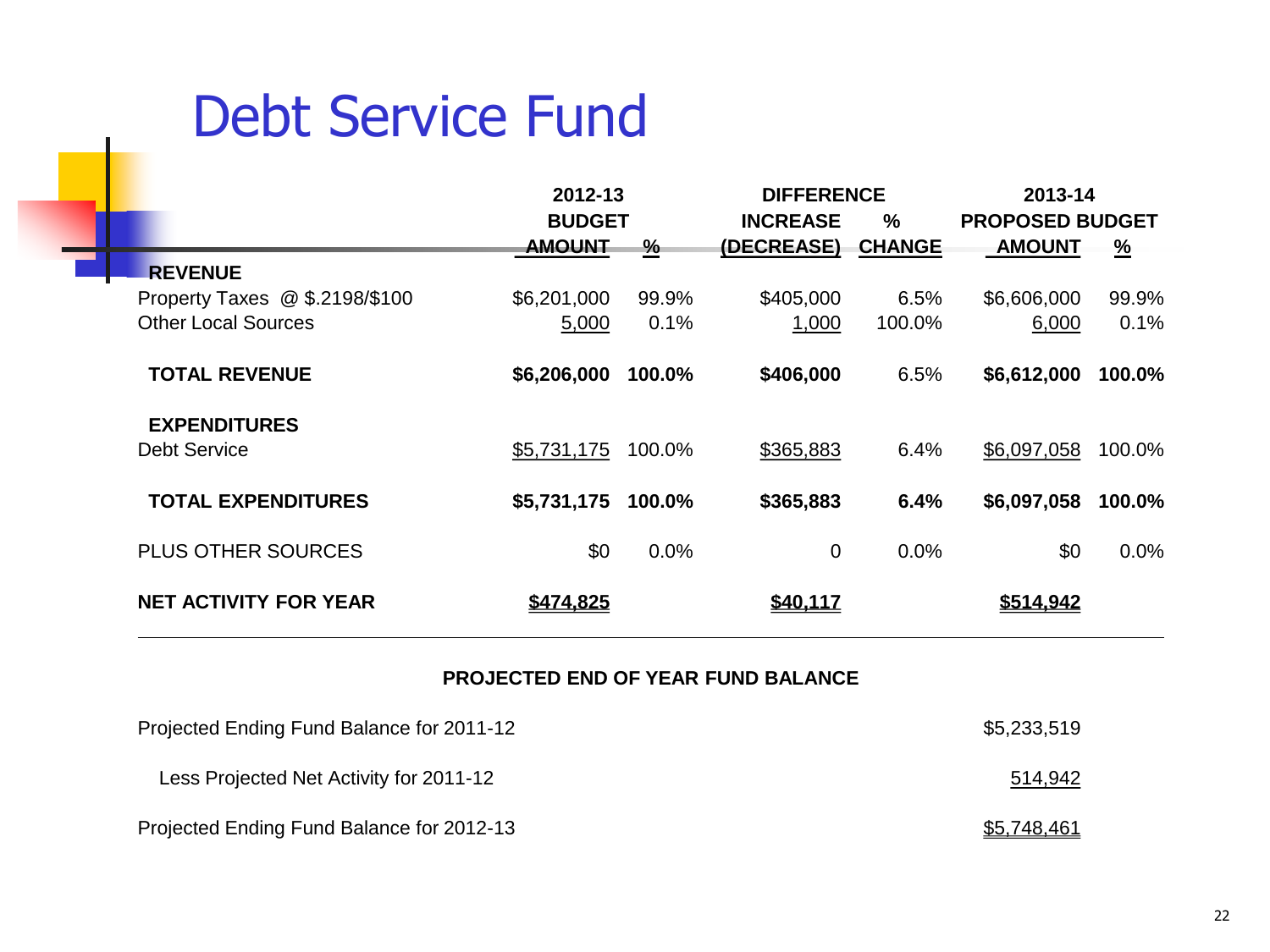# Debt Service Fund

| | 2012-13 BUDGET AMOUNT | % | DIFFERENCE INCREASE (DECREASE) | % CHANGE | 2013-14 PROPOSED BUDGET AMOUNT | % |
|---|---|---|---|---|---|---|
| **REVENUE** | | | | | | |
| Property Taxes @ $.2198/$100 | $6,201,000 | 99.9% | $405,000 | 6.5% | $6,606,000 | 99.9% |
| Other Local Sources | 5,000 | 0.1% | 1,000 | 100.0% | 6,000 | 0.1% |
| **TOTAL REVENUE** | **$6,206,000** | **100.0%** | **$406,000** | 6.5% | **$6,612,000** | **100.0%** |
| **EXPENDITURES** | | | | | | |
| Debt Service | $5,731,175 | 100.0% | $365,883 | 6.4% | $6,097,058 | 100.0% |
| **TOTAL EXPENDITURES** | **$5,731,175** | **100.0%** | **$365,883** | **6.4%** | **$6,097,058** | **100.0%** |
| PLUS OTHER SOURCES | $0 | 0.0% | 0 | 0.0% | $0 | 0.0% |
| **NET ACTIVITY FOR YEAR** | **$474,825** | | **$40,117** | | **$514,942** | |

**PROJECTED END OF YEAR FUND BALANCE**

| | |
|---|---|
| Projected Ending Fund Balance for 2011-12 | $5,233,519 |
| Less Projected Net Activity for 2011-12 | 514,942 |
| Projected Ending Fund Balance for 2012-13 | $5,748,461 |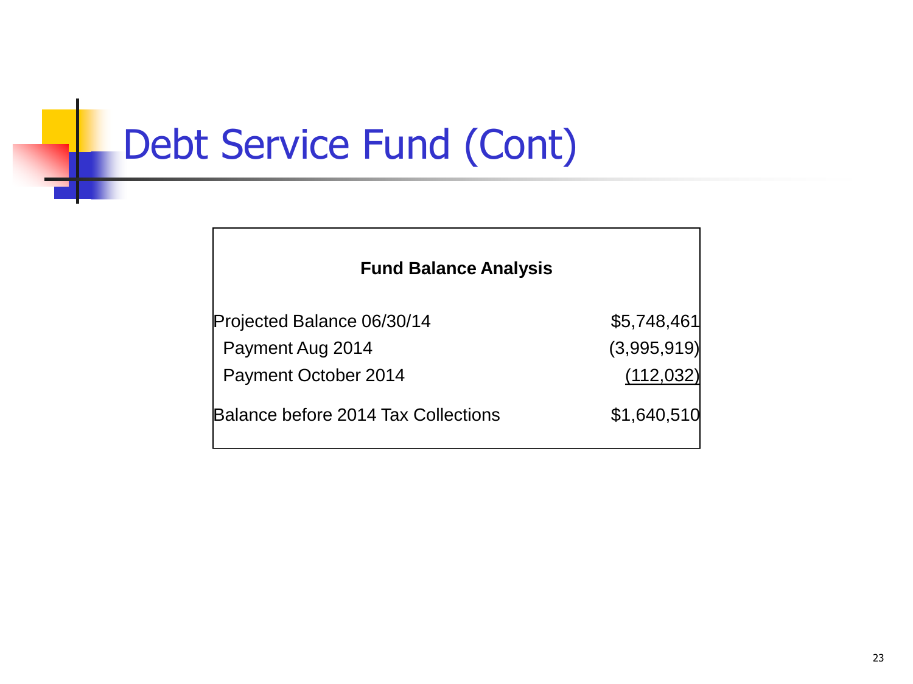# Debt Service Fund (Cont)

**Fund Balance Analysis**

| | |
|---|---|
| Projected Balance 06/30/14 | $5,748,461 |
| Payment Aug 2014 | (3,995,919) |
| Payment October 2014 | (112,032) |
| Balance before 2014 Tax Collections | $1,640,510 |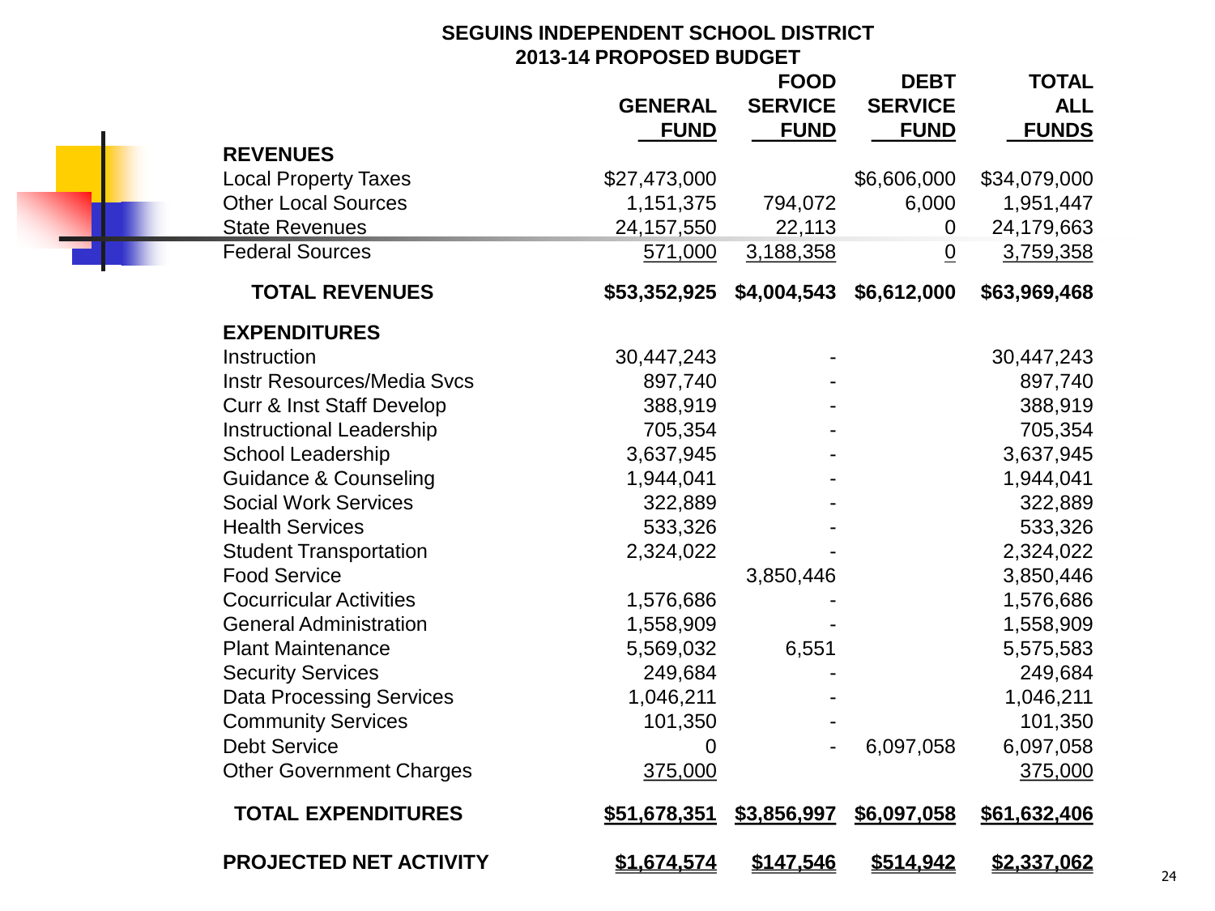# SEGUINS INDEPENDENT SCHOOL DISTRICT
## 2013-14 PROPOSED BUDGET

| | GENERAL FUND | FOOD SERVICE FUND | DEBT SERVICE FUND | TOTAL ALL FUNDS |
|---|---|---|---|---|
| **REVENUES** | | | | |
| Local Property Taxes | $27,473,000 | | $6,606,000 | $34,079,000 |
| Other Local Sources | 1,151,375 | 794,072 | 6,000 | 1,951,447 |
| State Revenues | 24,157,550 | 22,113 | 0 | 24,179,663 |
| Federal Sources | 571,000 | 3,188,358 | 0 | 3,759,358 |
| **TOTAL REVENUES** | **$53,352,925** | **$4,004,543** | **$6,612,000** | **$63,969,468** |
| **EXPENDITURES** | | | | |
| Instruction | 30,447,243 | - | | 30,447,243 |
| Instr Resources/Media Svcs | 897,740 | - | | 897,740 |
| Curr & Inst Staff Develop | 388,919 | - | | 388,919 |
| Instructional Leadership | 705,354 | - | | 705,354 |
| School Leadership | 3,637,945 | - | | 3,637,945 |
| Guidance & Counseling | 1,944,041 | - | | 1,944,041 |
| Social Work Services | 322,889 | - | | 322,889 |
| Health Services | 533,326 | - | | 533,326 |
| Student Transportation | 2,324,022 | - | | 2,324,022 |
| Food Service | | 3,850,446 | | 3,850,446 |
| Cocurricular Activities | 1,576,686 | - | | 1,576,686 |
| General Administration | 1,558,909 | - | | 1,558,909 |
| Plant Maintenance | 5,569,032 | 6,551 | | 5,575,583 |
| Security Services | 249,684 | - | | 249,684 |
| Data Processing Services | 1,046,211 | - | | 1,046,211 |
| Community Services | 101,350 | - | | 101,350 |
| Debt Service | 0 | - | 6,097,058 | 6,097,058 |
| Other Government Charges | 375,000 | | | 375,000 |
| **TOTAL EXPENDITURES** | **$51,678,351** | **$3,856,997** | **$6,097,058** | **$61,632,406** |
| **PROJECTED NET ACTIVITY** | **$1,674,574** | **$147,546** | **$514,942** | **$2,337,062** |